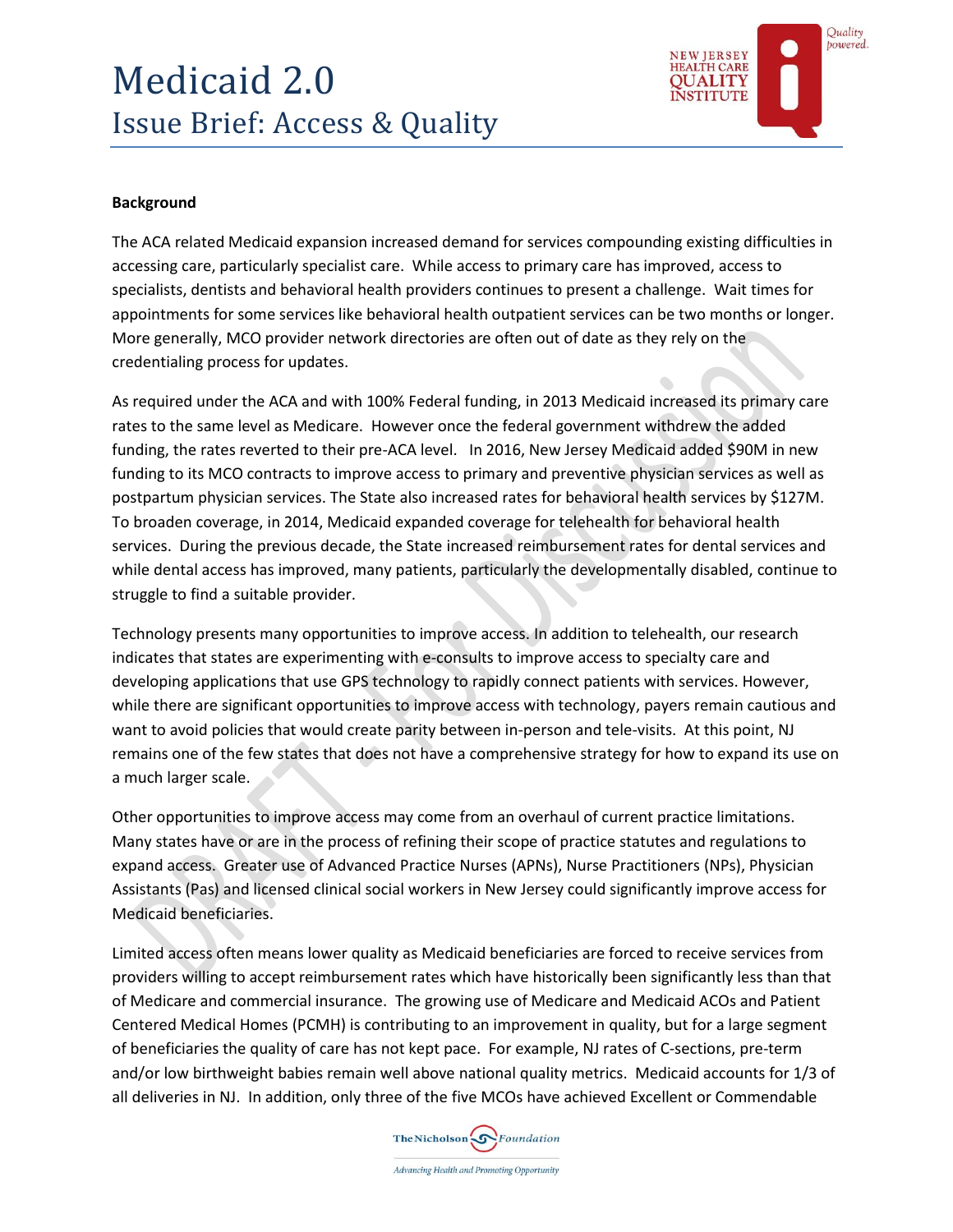# Medicaid 2.0

## Issue Brief: Access & Quality

**Background**

The ACA related Medicaid expansion increased demand for services compounding existing difficulties in accessing care, particularly specialist care. While access to primary care has improved, access to specialists, dentists and behavioral health providers continues to present a challenge. Wait times for appointments for some services like behavioral health outpatient services can be two months or longer. More generally, MCO provider network directories are often out of date as they rely on the credentialing process for updates.

As required under the ACA and with 100% Federal funding, in 2013 Medicaid increased its primary care rates to the same level as Medicare. However once the federal government withdrew the added funding, the rates reverted to their pre-ACA level. In 2016, New Jersey Medicaid added $90M in new funding to its MCO contracts to improve access to primary and preventive physician services as well as postpartum physician services. The State also increased rates for behavioral health services by $127M. To broaden coverage, in 2014, Medicaid expanded coverage for telehealth for behavioral health services. During the previous decade, the State increased reimbursement rates for dental services and while dental access has improved, many patients, particularly the developmentally disabled, continue to struggle to find a suitable provider.

Technology presents many opportunities to improve access. In addition to telehealth, our research indicates that states are experimenting with e-consults to improve access to specialty care and developing applications that use GPS technology to rapidly connect patients with services. However, while there are significant opportunities to improve access with technology, payers remain cautious and want to avoid policies that would create parity between in-person and tele-visits. At this point, NJ remains one of the few states that does not have a comprehensive strategy for how to expand its use on a much larger scale.

Other opportunities to improve access may come from an overhaul of current practice limitations. Many states have or are in the process of refining their scope of practice statutes and regulations to expand access. Greater use of Advanced Practice Nurses (APNs), Nurse Practitioners (NPs), Physician Assistants (Pas) and licensed clinical social workers in New Jersey could significantly improve access for Medicaid beneficiaries.

Limited access often means lower quality as Medicaid beneficiaries are forced to receive services from providers willing to accept reimbursement rates which have historically been significantly less than that of Medicare and commercial insurance. The growing use of Medicare and Medicaid ACOs and Patient Centered Medical Homes (PCMH) is contributing to an improvement in quality, but for a large segment of beneficiaries the quality of care has not kept pace. For example, NJ rates of C-sections, pre-term and/or low birthweight babies remain well above national quality metrics. Medicaid accounts for 1/3 of all deliveries in NJ. In addition, only three of the five MCOs have achieved Excellent or Commendable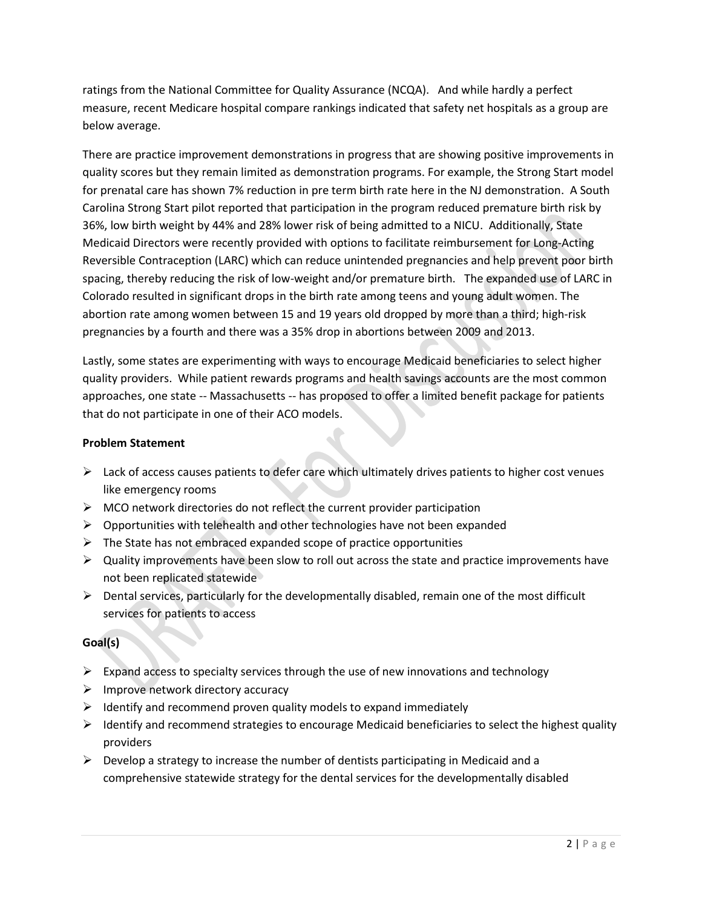ratings from the National Committee for Quality Assurance (NCQA). And while hardly a perfect measure, recent Medicare hospital compare rankings indicated that safety net hospitals as a group are below average.

There are practice improvement demonstrations in progress that are showing positive improvements in quality scores but they remain limited as demonstration programs. For example, the Strong Start model for prenatal care has shown 7% reduction in pre term birth rate here in the NJ demonstration. A South Carolina Strong Start pilot reported that participation in the program reduced premature birth risk by 36%, low birth weight by 44% and 28% lower risk of being admitted to a NICU. Additionally, State Medicaid Directors were recently provided with options to facilitate reimbursement for Long-Acting Reversible Contraception (LARC) which can reduce unintended pregnancies and help prevent poor birth spacing, thereby reducing the risk of low-weight and/or premature birth. The expanded use of LARC in Colorado resulted in significant drops in the birth rate among teens and young adult women. The abortion rate among women between 15 and 19 years old dropped by more than a third; high-risk pregnancies by a fourth and there was a 35% drop in abortions between 2009 and 2013.

Lastly, some states are experimenting with ways to encourage Medicaid beneficiaries to select higher quality providers. While patient rewards programs and health savings accounts are the most common approaches, one state -- Massachusetts -- has proposed to offer a limited benefit package for patients that do not participate in one of their ACO models.

**Problem Statement**

- Lack of access causes patients to defer care which ultimately drives patients to higher cost venues like emergency rooms
- MCO network directories do not reflect the current provider participation
- Opportunities with telehealth and other technologies have not been expanded
- The State has not embraced expanded scope of practice opportunities
- Quality improvements have been slow to roll out across the state and practice improvements have not been replicated statewide
- Dental services, particularly for the developmentally disabled, remain one of the most difficult services for patients to access

**Goal(s)**

- Expand access to specialty services through the use of new innovations and technology
- Improve network directory accuracy
- Identify and recommend proven quality models to expand immediately
- Identify and recommend strategies to encourage Medicaid beneficiaries to select the highest quality providers
- Develop a strategy to increase the number of dentists participating in Medicaid and a comprehensive statewide strategy for the dental services for the developmentally disabled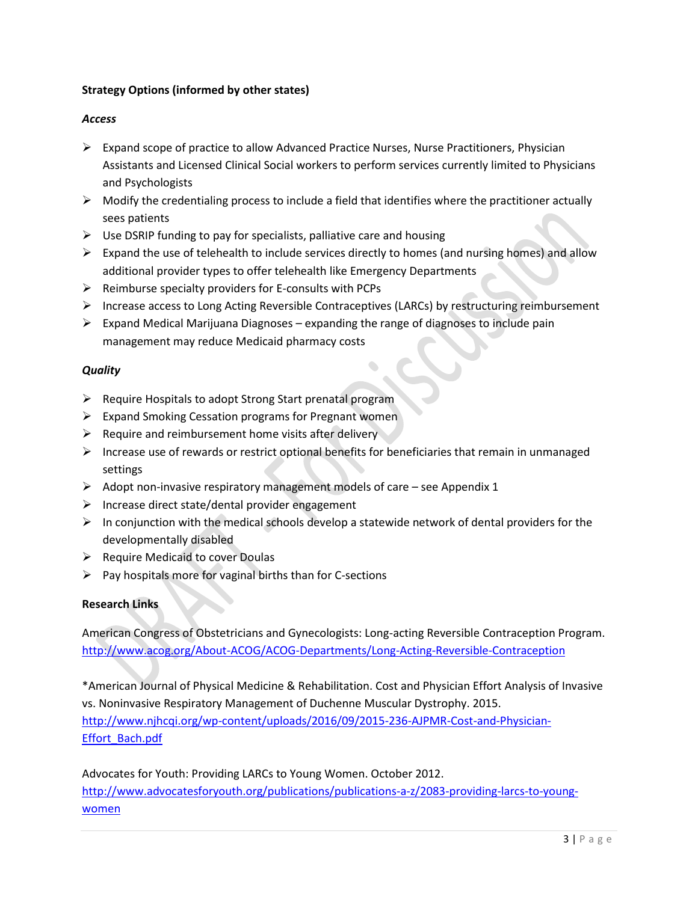**Strategy Options (informed by other states)**

***Access***

- Expand scope of practice to allow Advanced Practice Nurses, Nurse Practitioners, Physician Assistants and Licensed Clinical Social workers to perform services currently limited to Physicians and Psychologists
- Modify the credentialing process to include a field that identifies where the practitioner actually sees patients
- Use DSRIP funding to pay for specialists, palliative care and housing
- Expand the use of telehealth to include services directly to homes (and nursing homes) and allow additional provider types to offer telehealth like Emergency Departments
- Reimburse specialty providers for E-consults with PCPs
- Increase access to Long Acting Reversible Contraceptives (LARCs) by restructuring reimbursement
- Expand Medical Marijuana Diagnoses – expanding the range of diagnoses to include pain management may reduce Medicaid pharmacy costs

***Quality***

- Require Hospitals to adopt Strong Start prenatal program
- Expand Smoking Cessation programs for Pregnant women
- Require and reimbursement home visits after delivery
- Increase use of rewards or restrict optional benefits for beneficiaries that remain in unmanaged settings
- Adopt non-invasive respiratory management models of care – see Appendix 1
- Increase direct state/dental provider engagement
- In conjunction with the medical schools develop a statewide network of dental providers for the developmentally disabled
- Require Medicaid to cover Doulas
- Pay hospitals more for vaginal births than for C-sections

**Research Links**

American Congress of Obstetricians and Gynecologists: Long-acting Reversible Contraception Program. http://www.acog.org/About-ACOG/ACOG-Departments/Long-Acting-Reversible-Contraception

*American Journal of Physical Medicine & Rehabilitation. Cost and Physician Effort Analysis of Invasive vs. Noninvasive Respiratory Management of Duchenne Muscular Dystrophy. 2015. http://www.njhcqi.org/wp-content/uploads/2016/09/2015-236-AJPMR-Cost-and-Physician-Effort_Bach.pdf

Advocates for Youth: Providing LARCs to Young Women. October 2012. http://www.advocatesforyouth.org/publications/publications-a-z/2083-providing-larcs-to-young-women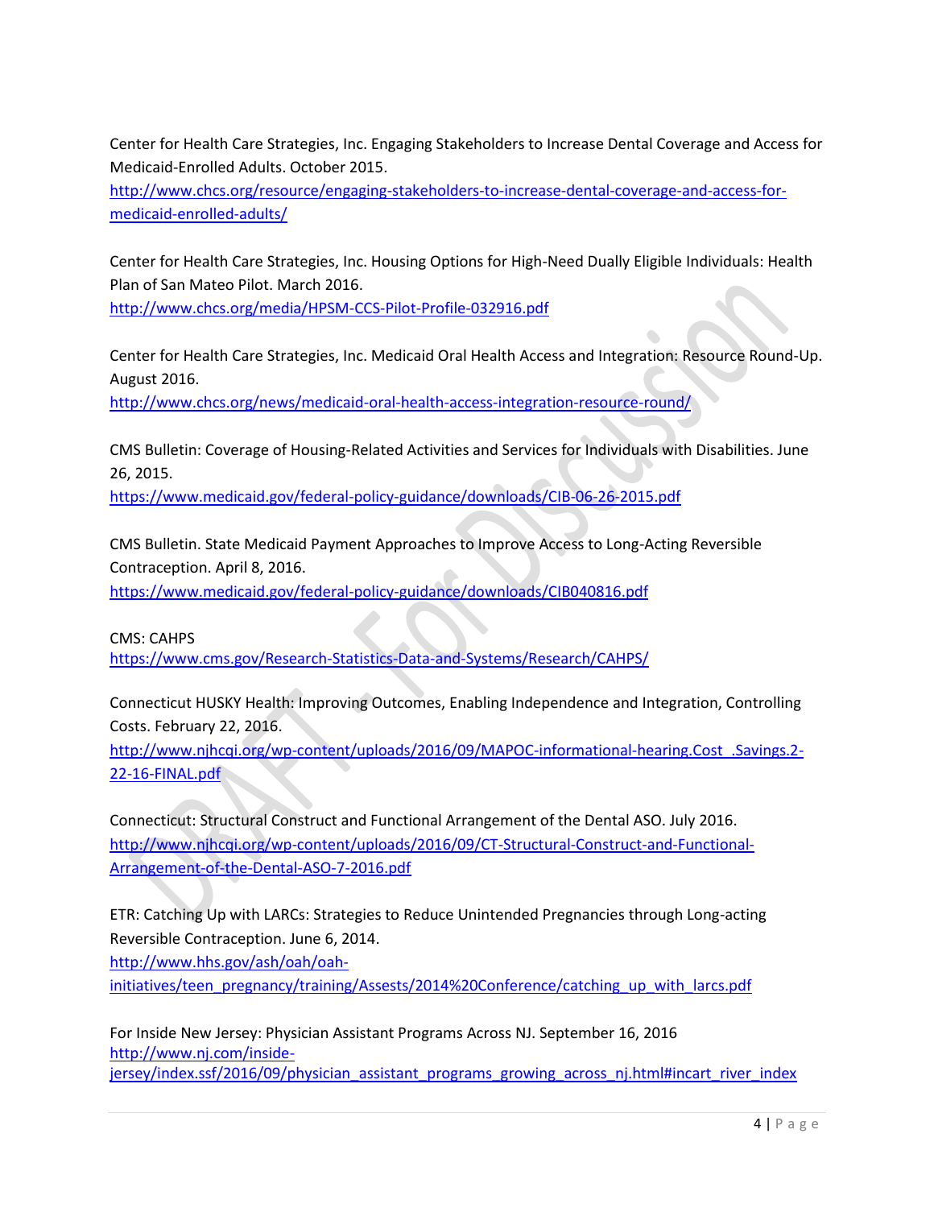Center for Health Care Strategies, Inc. Engaging Stakeholders to Increase Dental Coverage and Access for Medicaid-Enrolled Adults. October 2015.
http://www.chcs.org/resource/engaging-stakeholders-to-increase-dental-coverage-and-access-for-medicaid-enrolled-adults/

Center for Health Care Strategies, Inc. Housing Options for High-Need Dually Eligible Individuals: Health Plan of San Mateo Pilot. March 2016.
http://www.chcs.org/media/HPSM-CCS-Pilot-Profile-032916.pdf

Center for Health Care Strategies, Inc. Medicaid Oral Health Access and Integration: Resource Round-Up. August 2016.
http://www.chcs.org/news/medicaid-oral-health-access-integration-resource-round/

CMS Bulletin: Coverage of Housing-Related Activities and Services for Individuals with Disabilities. June 26, 2015.
https://www.medicaid.gov/federal-policy-guidance/downloads/CIB-06-26-2015.pdf

CMS Bulletin. State Medicaid Payment Approaches to Improve Access to Long-Acting Reversible Contraception. April 8, 2016.
https://www.medicaid.gov/federal-policy-guidance/downloads/CIB040816.pdf

CMS: CAHPS
https://www.cms.gov/Research-Statistics-Data-and-Systems/Research/CAHPS/

Connecticut HUSKY Health: Improving Outcomes, Enabling Independence and Integration, Controlling Costs. February 22, 2016.
http://www.njhcqi.org/wp-content/uploads/2016/09/MAPOC-informational-hearing.Cost_.Savings.2-22-16-FINAL.pdf

Connecticut: Structural Construct and Functional Arrangement of the Dental ASO. July 2016.
http://www.njhcqi.org/wp-content/uploads/2016/09/CT-Structural-Construct-and-Functional-Arrangement-of-the-Dental-ASO-7-2016.pdf

ETR: Catching Up with LARCs: Strategies to Reduce Unintended Pregnancies through Long-acting Reversible Contraception. June 6, 2014.
http://www.hhs.gov/ash/oah/oah-initiatives/teen_pregnancy/training/Assests/2014%20Conference/catching_up_with_larcs.pdf

For Inside New Jersey: Physician Assistant Programs Across NJ. September 16, 2016
http://www.nj.com/inside-jersey/index.ssf/2016/09/physician_assistant_programs_growing_across_nj.html#incart_river_index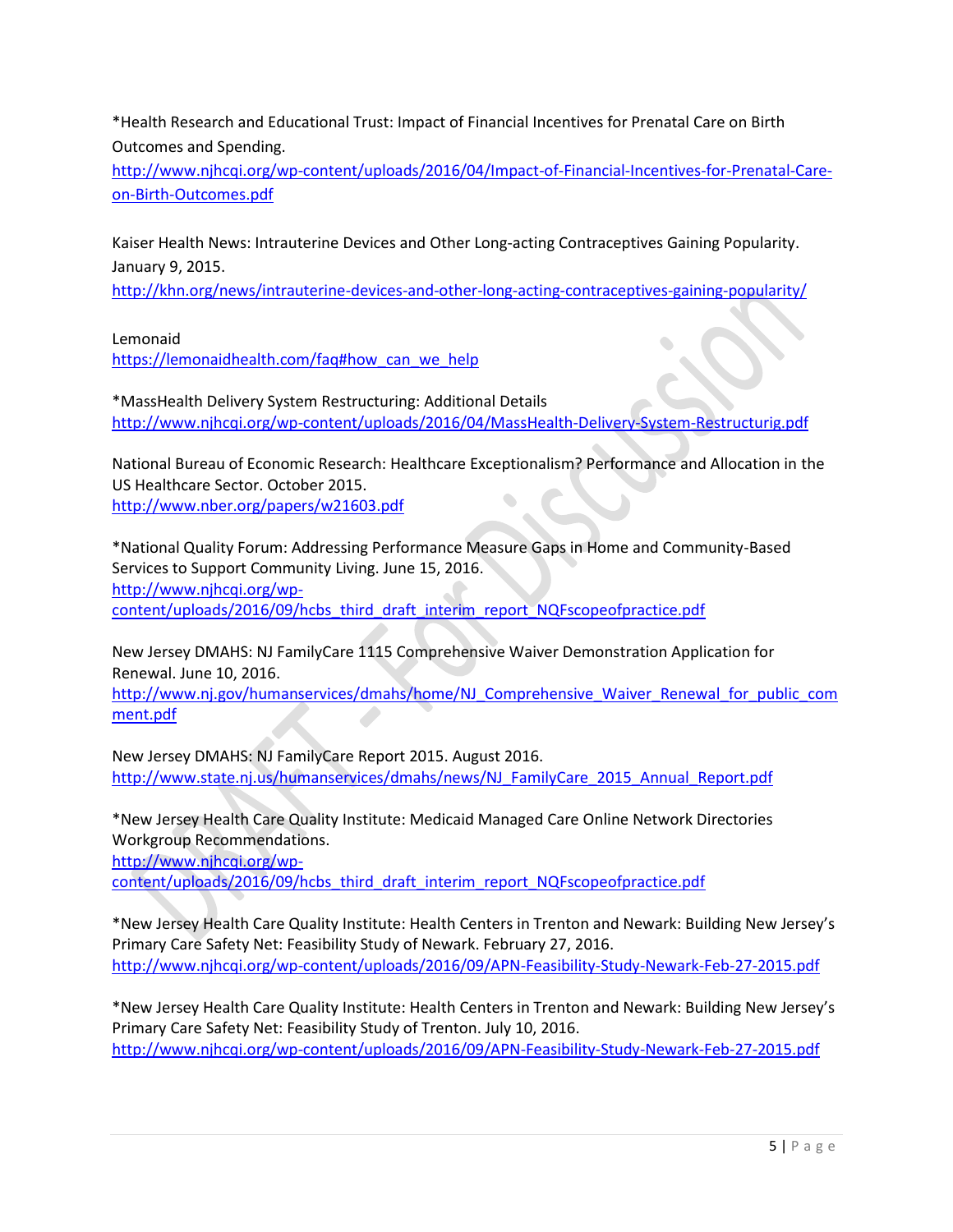*Health Research and Educational Trust: Impact of Financial Incentives for Prenatal Care on Birth Outcomes and Spending.
http://www.njhcqi.org/wp-content/uploads/2016/04/Impact-of-Financial-Incentives-for-Prenatal-Care-on-Birth-Outcomes.pdf

Kaiser Health News: Intrauterine Devices and Other Long-acting Contraceptives Gaining Popularity. January 9, 2015.
http://khn.org/news/intrauterine-devices-and-other-long-acting-contraceptives-gaining-popularity/

Lemonaid
https://lemonaidhealth.com/faq#how_can_we_help

*MassHealth Delivery System Restructuring: Additional Details
http://www.njhcqi.org/wp-content/uploads/2016/04/MassHealth-Delivery-System-Restructurig.pdf

National Bureau of Economic Research: Healthcare Exceptionalism? Performance and Allocation in the US Healthcare Sector. October 2015.
http://www.nber.org/papers/w21603.pdf

*National Quality Forum: Addressing Performance Measure Gaps in Home and Community-Based Services to Support Community Living. June 15, 2016.
http://www.njhcqi.org/wp-content/uploads/2016/09/hcbs_third_draft_interim_report_NQFscopeofpractice.pdf

New Jersey DMAHS: NJ FamilyCare 1115 Comprehensive Waiver Demonstration Application for Renewal. June 10, 2016.
http://www.nj.gov/humanservices/dmahs/home/NJ_Comprehensive_Waiver_Renewal_for_public_comment.pdf

New Jersey DMAHS: NJ FamilyCare Report 2015. August 2016.
http://www.state.nj.us/humanservices/dmahs/news/NJ_FamilyCare_2015_Annual_Report.pdf

*New Jersey Health Care Quality Institute: Medicaid Managed Care Online Network Directories Workgroup Recommendations.
http://www.njhcqi.org/wp-content/uploads/2016/09/hcbs_third_draft_interim_report_NQFscopeofpractice.pdf

*New Jersey Health Care Quality Institute: Health Centers in Trenton and Newark: Building New Jersey's Primary Care Safety Net: Feasibility Study of Newark. February 27, 2016.
http://www.njhcqi.org/wp-content/uploads/2016/09/APN-Feasibility-Study-Newark-Feb-27-2015.pdf

*New Jersey Health Care Quality Institute: Health Centers in Trenton and Newark: Building New Jersey's Primary Care Safety Net: Feasibility Study of Trenton. July 10, 2016.
http://www.njhcqi.org/wp-content/uploads/2016/09/APN-Feasibility-Study-Newark-Feb-27-2015.pdf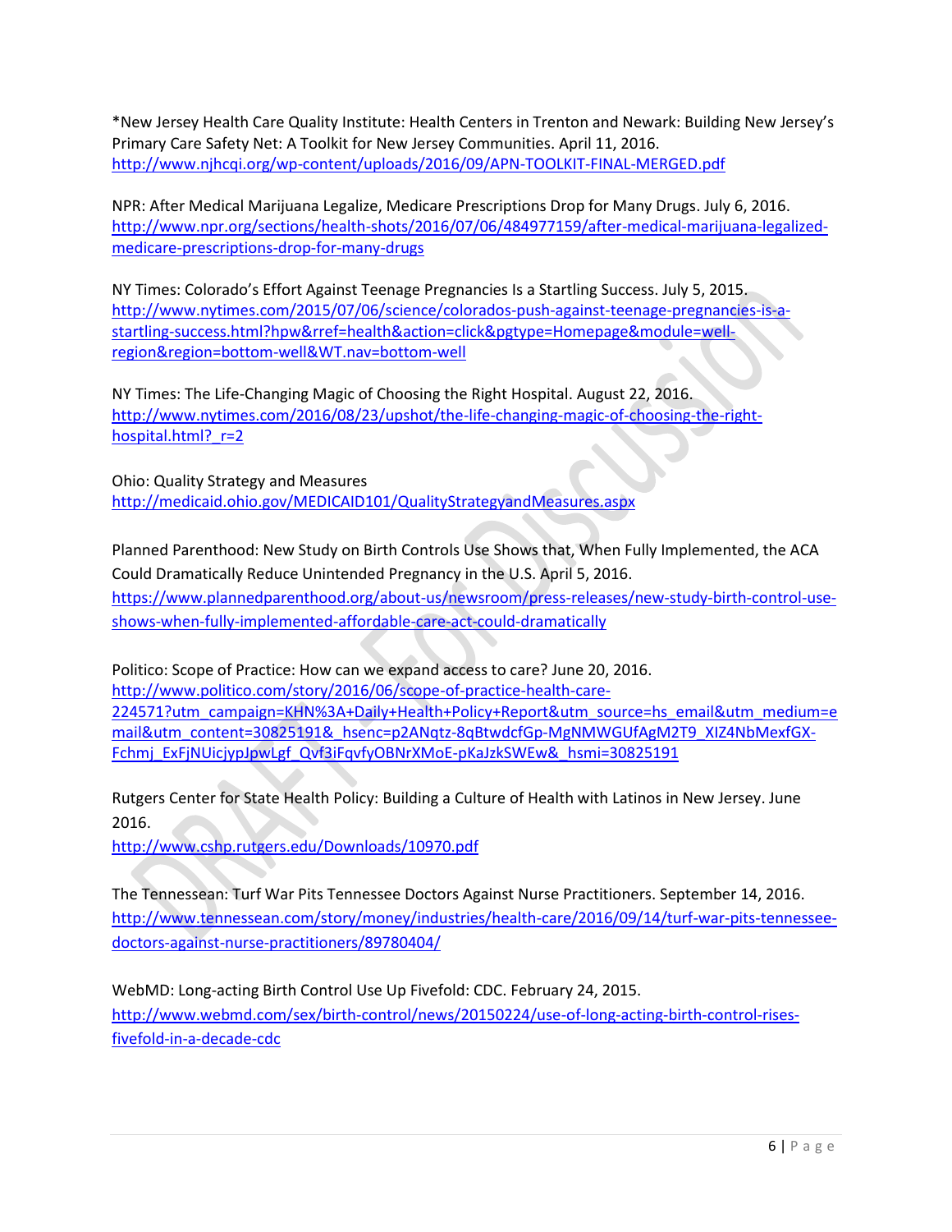*New Jersey Health Care Quality Institute: Health Centers in Trenton and Newark: Building New Jersey's Primary Care Safety Net: A Toolkit for New Jersey Communities. April 11, 2016.
http://www.njhcqi.org/wp-content/uploads/2016/09/APN-TOOLKIT-FINAL-MERGED.pdf

NPR: After Medical Marijuana Legalize, Medicare Prescriptions Drop for Many Drugs. July 6, 2016.
http://www.npr.org/sections/health-shots/2016/07/06/484977159/after-medical-marijuana-legalized-medicare-prescriptions-drop-for-many-drugs

NY Times: Colorado's Effort Against Teenage Pregnancies Is a Startling Success. July 5, 2015.
http://www.nytimes.com/2015/07/06/science/colorados-push-against-teenage-pregnancies-is-a-startling-success.html?hpw&rref=health&action=click&pgtype=Homepage&module=well-region&region=bottom-well&WT.nav=bottom-well

NY Times: The Life-Changing Magic of Choosing the Right Hospital. August 22, 2016.
http://www.nytimes.com/2016/08/23/upshot/the-life-changing-magic-of-choosing-the-right-hospital.html?_r=2

Ohio: Quality Strategy and Measures
http://medicaid.ohio.gov/MEDICAID101/QualityStrategyandMeasures.aspx

Planned Parenthood: New Study on Birth Controls Use Shows that, When Fully Implemented, the ACA Could Dramatically Reduce Unintended Pregnancy in the U.S. April 5, 2016.
https://www.plannedparenthood.org/about-us/newsroom/press-releases/new-study-birth-control-use-shows-when-fully-implemented-affordable-care-act-could-dramatically

Politico: Scope of Practice: How can we expand access to care? June 20, 2016.
http://www.politico.com/story/2016/06/scope-of-practice-health-care-224571?utm_campaign=KHN%3A+Daily+Health+Policy+Report&utm_source=hs_email&utm_medium=email&utm_content=30825191&_hsenc=p2ANqtz-8qBtwdcfGp-MgNMWGUfAgM2T9_XIZ4NbMexfGX-Fchmj_ExFjNUicjypJpwLgf_Qvf3iFqvfyOBNrXMoE-pKaJzkSWEw&_hsmi=30825191

Rutgers Center for State Health Policy: Building a Culture of Health with Latinos in New Jersey. June 2016.
http://www.cshp.rutgers.edu/Downloads/10970.pdf

The Tennessean: Turf War Pits Tennessee Doctors Against Nurse Practitioners. September 14, 2016.
http://www.tennessean.com/story/money/industries/health-care/2016/09/14/turf-war-pits-tennessee-doctors-against-nurse-practitioners/89780404/

WebMD: Long-acting Birth Control Use Up Fivefold: CDC. February 24, 2015.
http://www.webmd.com/sex/birth-control/news/20150224/use-of-long-acting-birth-control-rises-fivefold-in-a-decade-cdc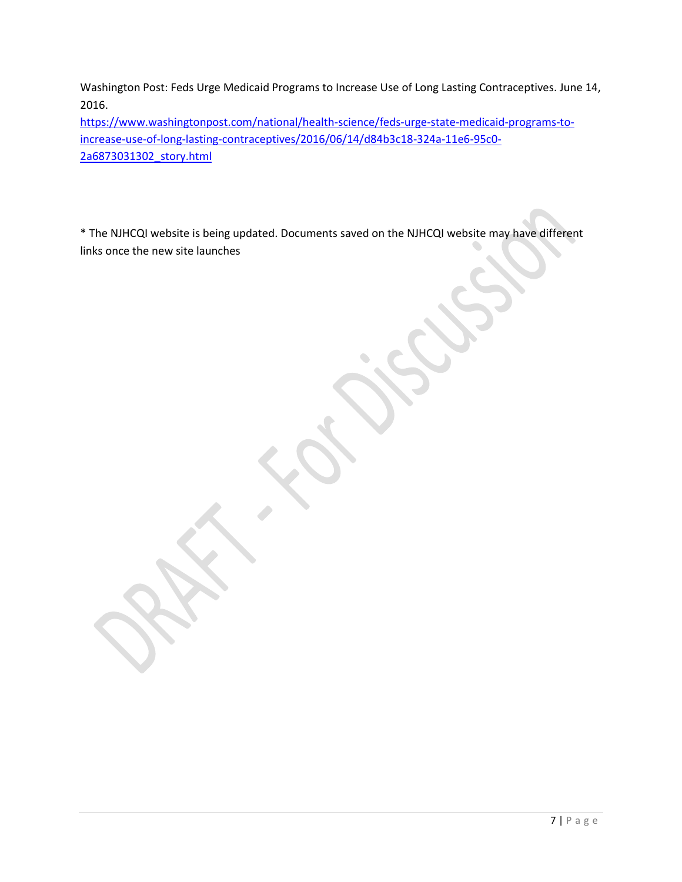Washington Post: Feds Urge Medicaid Programs to Increase Use of Long Lasting Contraceptives. June 14, 2016.
https://www.washingtonpost.com/national/health-science/feds-urge-state-medicaid-programs-to-increase-use-of-long-lasting-contraceptives/2016/06/14/d84b3c18-324a-11e6-95c0-2a6873031302_story.html

* The NJHCQI website is being updated. Documents saved on the NJHCQI website may have different links once the new site launches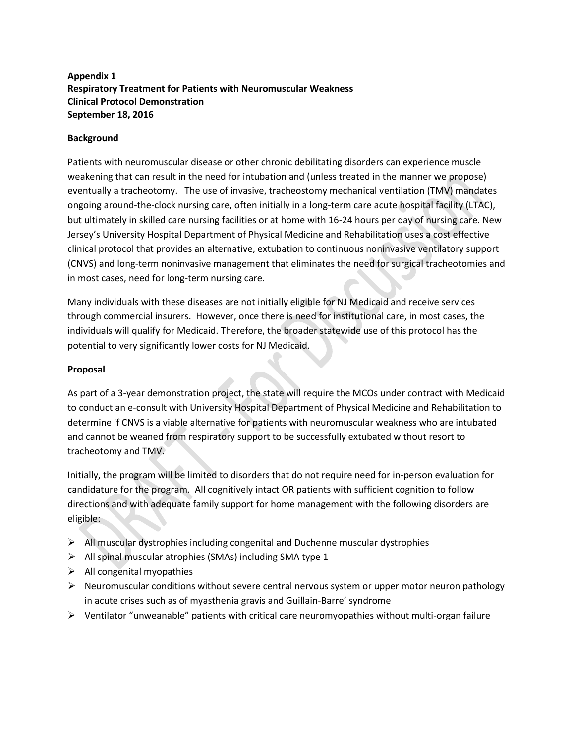**Appendix 1**
**Respiratory Treatment for Patients with Neuromuscular Weakness**
**Clinical Protocol Demonstration**
**September 18, 2016**

**Background**

Patients with neuromuscular disease or other chronic debilitating disorders can experience muscle weakening that can result in the need for intubation and (unless treated in the manner we propose) eventually a tracheotomy. The use of invasive, tracheostomy mechanical ventilation (TMV) mandates ongoing around-the-clock nursing care, often initially in a long-term care acute hospital facility (LTAC), but ultimately in skilled care nursing facilities or at home with 16-24 hours per day of nursing care. New Jersey's University Hospital Department of Physical Medicine and Rehabilitation uses a cost effective clinical protocol that provides an alternative, extubation to continuous noninvasive ventilatory support (CNVS) and long-term noninvasive management that eliminates the need for surgical tracheotomies and in most cases, need for long-term nursing care.

Many individuals with these diseases are not initially eligible for NJ Medicaid and receive services through commercial insurers. However, once there is need for institutional care, in most cases, the individuals will qualify for Medicaid. Therefore, the broader statewide use of this protocol has the potential to very significantly lower costs for NJ Medicaid.

**Proposal**

As part of a 3-year demonstration project, the state will require the MCOs under contract with Medicaid to conduct an e-consult with University Hospital Department of Physical Medicine and Rehabilitation to determine if CNVS is a viable alternative for patients with neuromuscular weakness who are intubated and cannot be weaned from respiratory support to be successfully extubated without resort to tracheotomy and TMV.

Initially, the program will be limited to disorders that do not require need for in-person evaluation for candidature for the program. All cognitively intact OR patients with sufficient cognition to follow directions and with adequate family support for home management with the following disorders are eligible:

- All muscular dystrophies including congenital and Duchenne muscular dystrophies
- All spinal muscular atrophies (SMAs) including SMA type 1
- All congenital myopathies
- Neuromuscular conditions without severe central nervous system or upper motor neuron pathology in acute crises such as of myasthenia gravis and Guillain-Barre' syndrome
- Ventilator "unweanable" patients with critical care neuromyopathies without multi-organ failure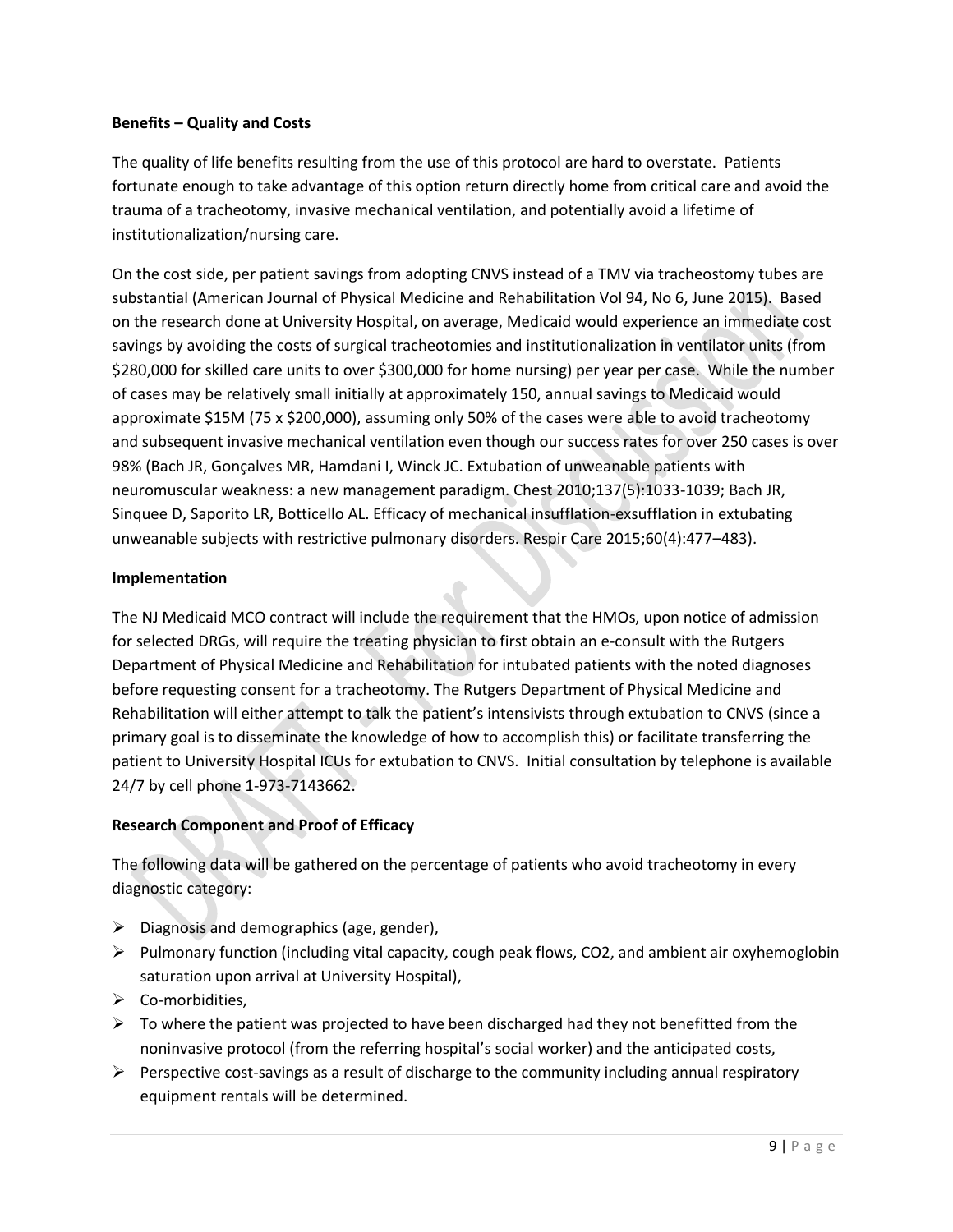**Benefits – Quality and Costs**

The quality of life benefits resulting from the use of this protocol are hard to overstate. Patients fortunate enough to take advantage of this option return directly home from critical care and avoid the trauma of a tracheotomy, invasive mechanical ventilation, and potentially avoid a lifetime of institutionalization/nursing care.

On the cost side, per patient savings from adopting CNVS instead of a TMV via tracheostomy tubes are substantial (American Journal of Physical Medicine and Rehabilitation Vol 94, No 6, June 2015). Based on the research done at University Hospital, on average, Medicaid would experience an immediate cost savings by avoiding the costs of surgical tracheotomies and institutionalization in ventilator units (from $280,000 for skilled care units to over $300,000 for home nursing) per year per case. While the number of cases may be relatively small initially at approximately 150, annual savings to Medicaid would approximate $15M (75 x $200,000), assuming only 50% of the cases were able to avoid tracheotomy and subsequent invasive mechanical ventilation even though our success rates for over 250 cases is over 98% (Bach JR, Gonçalves MR, Hamdani I, Winck JC. Extubation of unweanable patients with neuromuscular weakness: a new management paradigm. Chest 2010;137(5):1033-1039; Bach JR, Sinquee D, Saporito LR, Botticello AL. Efficacy of mechanical insufflation-exsufflation in extubating unweanable subjects with restrictive pulmonary disorders. Respir Care 2015;60(4):477–483).

**Implementation**

The NJ Medicaid MCO contract will include the requirement that the HMOs, upon notice of admission for selected DRGs, will require the treating physician to first obtain an e-consult with the Rutgers Department of Physical Medicine and Rehabilitation for intubated patients with the noted diagnoses before requesting consent for a tracheotomy. The Rutgers Department of Physical Medicine and Rehabilitation will either attempt to talk the patient's intensivists through extubation to CNVS (since a primary goal is to disseminate the knowledge of how to accomplish this) or facilitate transferring the patient to University Hospital ICUs for extubation to CNVS. Initial consultation by telephone is available 24/7 by cell phone 1-973-7143662.

**Research Component and Proof of Efficacy**

The following data will be gathered on the percentage of patients who avoid tracheotomy in every diagnostic category:

- Diagnosis and demographics (age, gender),
- Pulmonary function (including vital capacity, cough peak flows, $CO_2$, and ambient air oxyhemoglobin saturation upon arrival at University Hospital),
- Co-morbidities,
- To where the patient was projected to have been discharged had they not benefitted from the noninvasive protocol (from the referring hospital's social worker) and the anticipated costs,
- Perspective cost-savings as a result of discharge to the community including annual respiratory equipment rentals will be determined.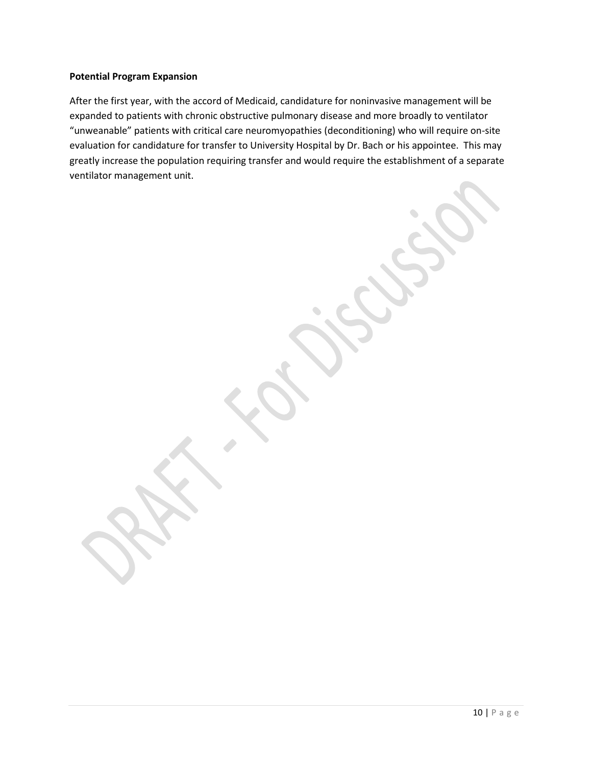**Potential Program Expansion**

After the first year, with the accord of Medicaid, candidature for noninvasive management will be expanded to patients with chronic obstructive pulmonary disease and more broadly to ventilator "unweanable" patients with critical care neuromyopathies (deconditioning) who will require on-site evaluation for candidature for transfer to University Hospital by Dr. Bach or his appointee. This may greatly increase the population requiring transfer and would require the establishment of a separate ventilator management unit.